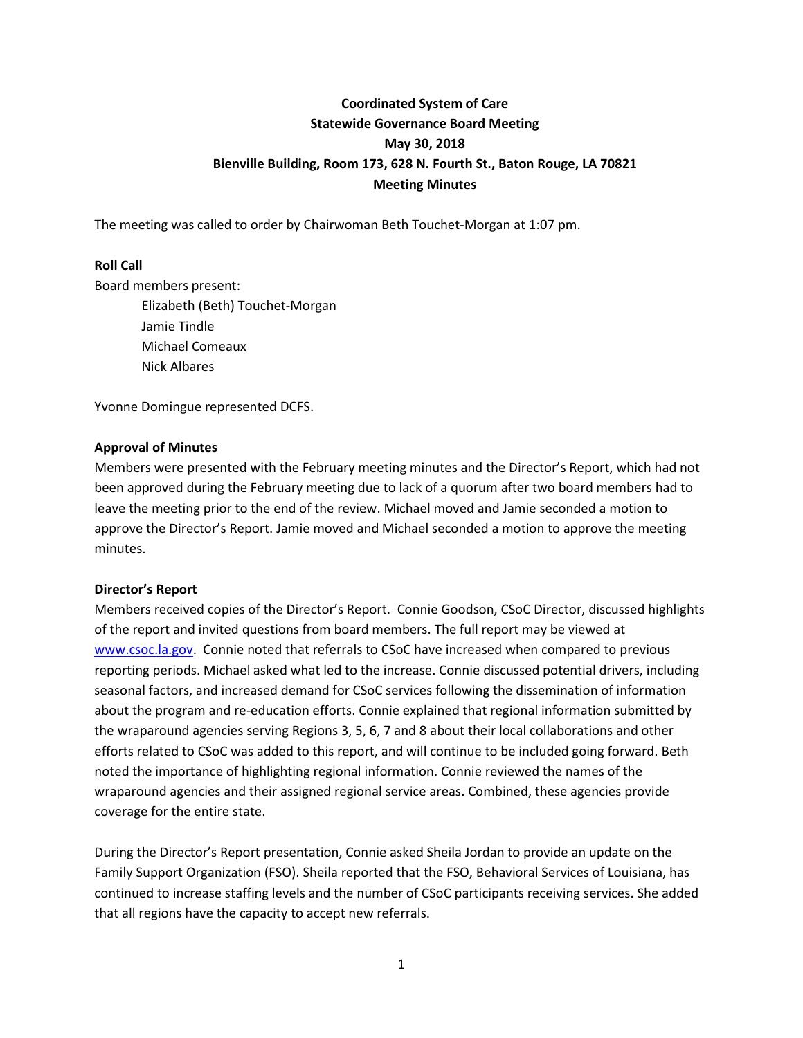**Coordinated System of Care**
**Statewide Governance Board Meeting**
**May 30, 2018**
**Bienville Building, Room 173, 628 N. Fourth St., Baton Rouge, LA 70821**
**Meeting Minutes**

The meeting was called to order by Chairwoman Beth Touchet-Morgan at 1:07 pm.

**Roll Call**

Board members present:

- Elizabeth (Beth) Touchet-Morgan
- Jamie Tindle
- Michael Comeaux
- Nick Albares

Yvonne Domingue represented DCFS.

**Approval of Minutes**

Members were presented with the February meeting minutes and the Director's Report, which had not been approved during the February meeting due to lack of a quorum after two board members had to leave the meeting prior to the end of the review. Michael moved and Jamie seconded a motion to approve the Director's Report. Jamie moved and Michael seconded a motion to approve the meeting minutes.

**Director's Report**

Members received copies of the Director's Report. Connie Goodson, CSoC Director, discussed highlights of the report and invited questions from board members. The full report may be viewed at [www.csoc.la.gov](www.csoc.la.gov). Connie noted that referrals to CSoC have increased when compared to previous reporting periods. Michael asked what led to the increase. Connie discussed potential drivers, including seasonal factors, and increased demand for CSoC services following the dissemination of information about the program and re-education efforts. Connie explained that regional information submitted by the wraparound agencies serving Regions 3, 5, 6, 7 and 8 about their local collaborations and other efforts related to CSoC was added to this report, and will continue to be included going forward. Beth noted the importance of highlighting regional information. Connie reviewed the names of the wraparound agencies and their assigned regional service areas. Combined, these agencies provide coverage for the entire state.

During the Director's Report presentation, Connie asked Sheila Jordan to provide an update on the Family Support Organization (FSO). Sheila reported that the FSO, Behavioral Services of Louisiana, has continued to increase staffing levels and the number of CSoC participants receiving services. She added that all regions have the capacity to accept new referrals.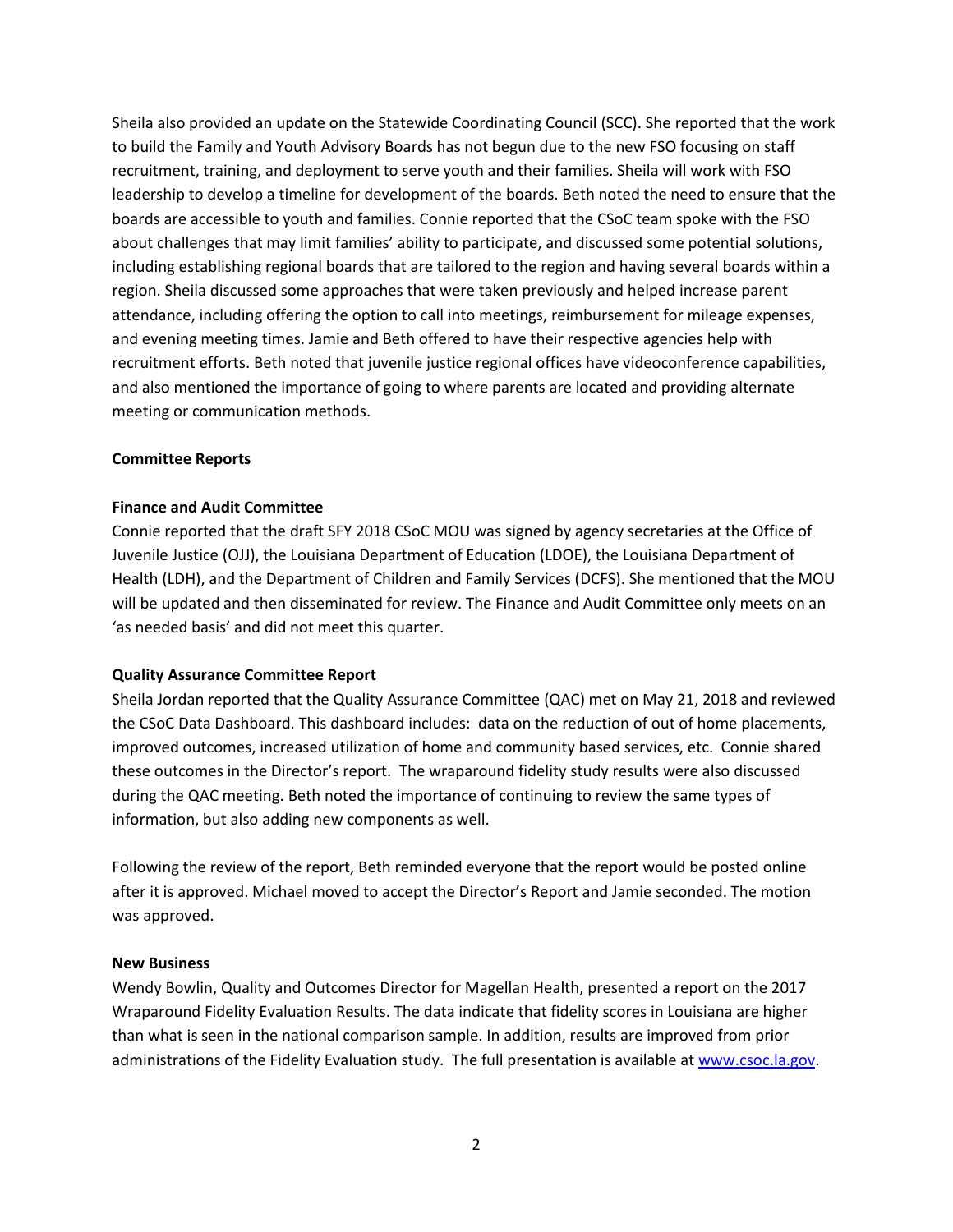Sheila also provided an update on the Statewide Coordinating Council (SCC). She reported that the work to build the Family and Youth Advisory Boards has not begun due to the new FSO focusing on staff recruitment, training, and deployment to serve youth and their families. Sheila will work with FSO leadership to develop a timeline for development of the boards. Beth noted the need to ensure that the boards are accessible to youth and families. Connie reported that the CSoC team spoke with the FSO about challenges that may limit families' ability to participate, and discussed some potential solutions, including establishing regional boards that are tailored to the region and having several boards within a region. Sheila discussed some approaches that were taken previously and helped increase parent attendance, including offering the option to call into meetings, reimbursement for mileage expenses, and evening meeting times. Jamie and Beth offered to have their respective agencies help with recruitment efforts. Beth noted that juvenile justice regional offices have videoconference capabilities, and also mentioned the importance of going to where parents are located and providing alternate meeting or communication methods.

**Committee Reports**

**Finance and Audit Committee**

Connie reported that the draft SFY 2018 CSoC MOU was signed by agency secretaries at the Office of Juvenile Justice (OJJ), the Louisiana Department of Education (LDOE), the Louisiana Department of Health (LDH), and the Department of Children and Family Services (DCFS). She mentioned that the MOU will be updated and then disseminated for review. The Finance and Audit Committee only meets on an 'as needed basis' and did not meet this quarter.

**Quality Assurance Committee Report**

Sheila Jordan reported that the Quality Assurance Committee (QAC) met on May 21, 2018 and reviewed the CSoC Data Dashboard. This dashboard includes: data on the reduction of out of home placements, improved outcomes, increased utilization of home and community based services, etc. Connie shared these outcomes in the Director's report. The wraparound fidelity study results were also discussed during the QAC meeting. Beth noted the importance of continuing to review the same types of information, but also adding new components as well.

Following the review of the report, Beth reminded everyone that the report would be posted online after it is approved. Michael moved to accept the Director's Report and Jamie seconded. The motion was approved.

**New Business**

Wendy Bowlin, Quality and Outcomes Director for Magellan Health, presented a report on the 2017 Wraparound Fidelity Evaluation Results. The data indicate that fidelity scores in Louisiana are higher than what is seen in the national comparison sample. In addition, results are improved from prior administrations of the Fidelity Evaluation study. The full presentation is available at [www.csoc.la.gov](www.csoc.la.gov).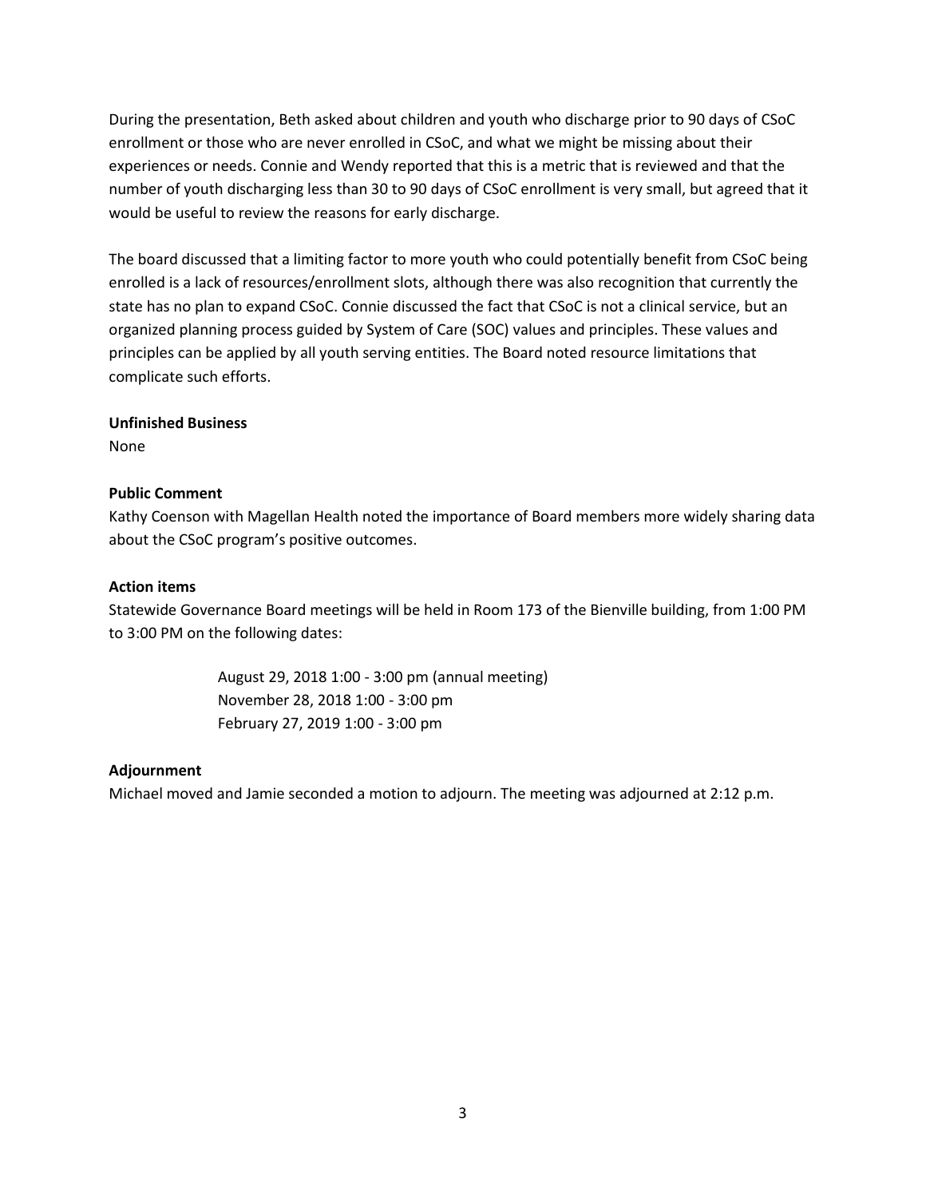During the presentation, Beth asked about children and youth who discharge prior to 90 days of CSoC enrollment or those who are never enrolled in CSoC, and what we might be missing about their experiences or needs. Connie and Wendy reported that this is a metric that is reviewed and that the number of youth discharging less than 30 to 90 days of CSoC enrollment is very small, but agreed that it would be useful to review the reasons for early discharge.

The board discussed that a limiting factor to more youth who could potentially benefit from CSoC being enrolled is a lack of resources/enrollment slots, although there was also recognition that currently the state has no plan to expand CSoC. Connie discussed the fact that CSoC is not a clinical service, but an organized planning process guided by System of Care (SOC) values and principles. These values and principles can be applied by all youth serving entities. The Board noted resource limitations that complicate such efforts.

**Unfinished Business**

None

**Public Comment**

Kathy Coenson with Magellan Health noted the importance of Board members more widely sharing data about the CSoC program's positive outcomes.

**Action items**

Statewide Governance Board meetings will be held in Room 173 of the Bienville building, from 1:00 PM to 3:00 PM on the following dates:

August 29, 2018 1:00 - 3:00 pm (annual meeting)
November 28, 2018 1:00 - 3:00 pm
February 27, 2019 1:00 - 3:00 pm

**Adjournment**

Michael moved and Jamie seconded a motion to adjourn. The meeting was adjourned at 2:12 p.m.